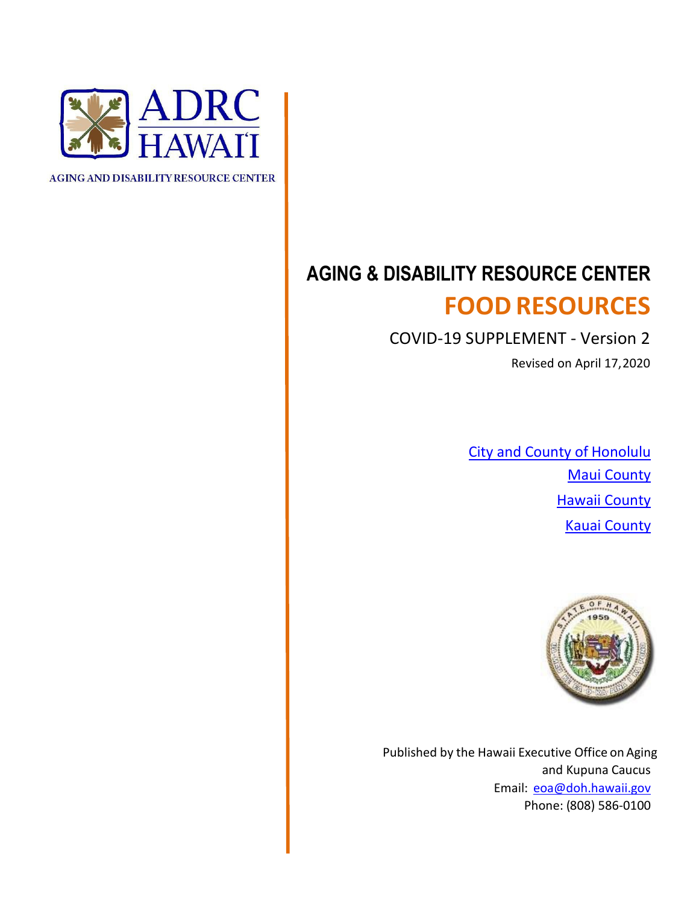ADRC HAWAIʻI

AGING AND DISABILITY RESOURCE CENTER

# AGING & DISABILITY RESOURCE CENTER

# FOOD RESOURCES

COVID-19 SUPPLEMENT - Version 2

Revised on April 17, 2020

[City and County of Honolulu](#)

[Maui County](#)

[Hawaii County](#)

[Kauai County](#)

Published by the Hawaii Executive Office on Aging and Kupuna Caucus

Email: [eoa@doh.hawaii.gov](mailto:eoa@doh.hawaii.gov)

Phone: (808) 586-0100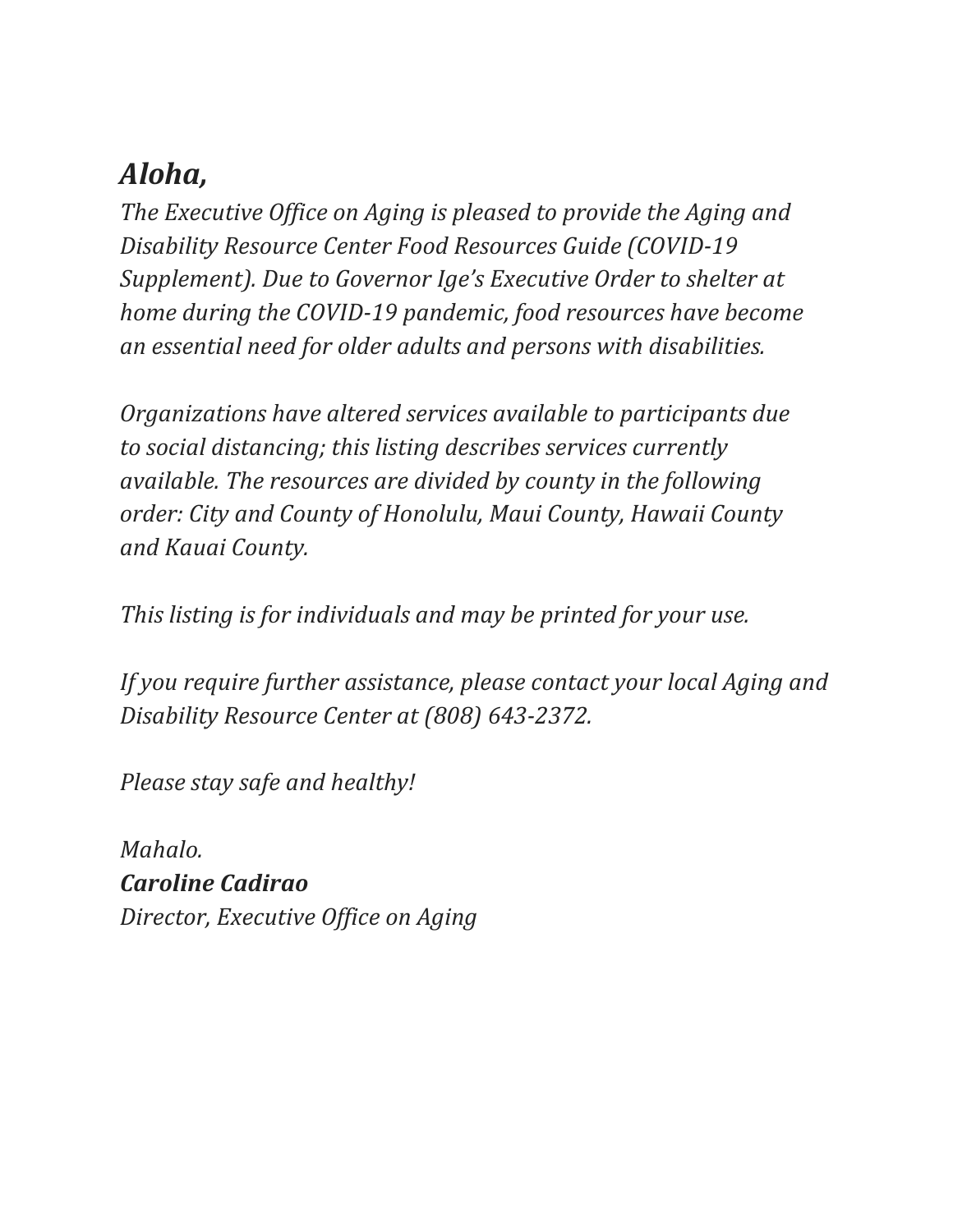## *Aloha,*

*The Executive Office on Aging is pleased to provide the Aging and Disability Resource Center Food Resources Guide (COVID-19 Supplement). Due to Governor Ige's Executive Order to shelter at home during the COVID-19 pandemic, food resources have become an essential need for older adults and persons with disabilities.*

*Organizations have altered services available to participants due to social distancing; this listing describes services currently available. The resources are divided by county in the following order: City and County of Honolulu, Maui County, Hawaii County and Kauai County.*

*This listing is for individuals and may be printed for your use.*

*If you require further assistance, please contact your local Aging and Disability Resource Center at (808) 643-2372.*

*Please stay safe and healthy!*

*Mahalo.*
***Caroline Cadirao***
*Director, Executive Office on Aging*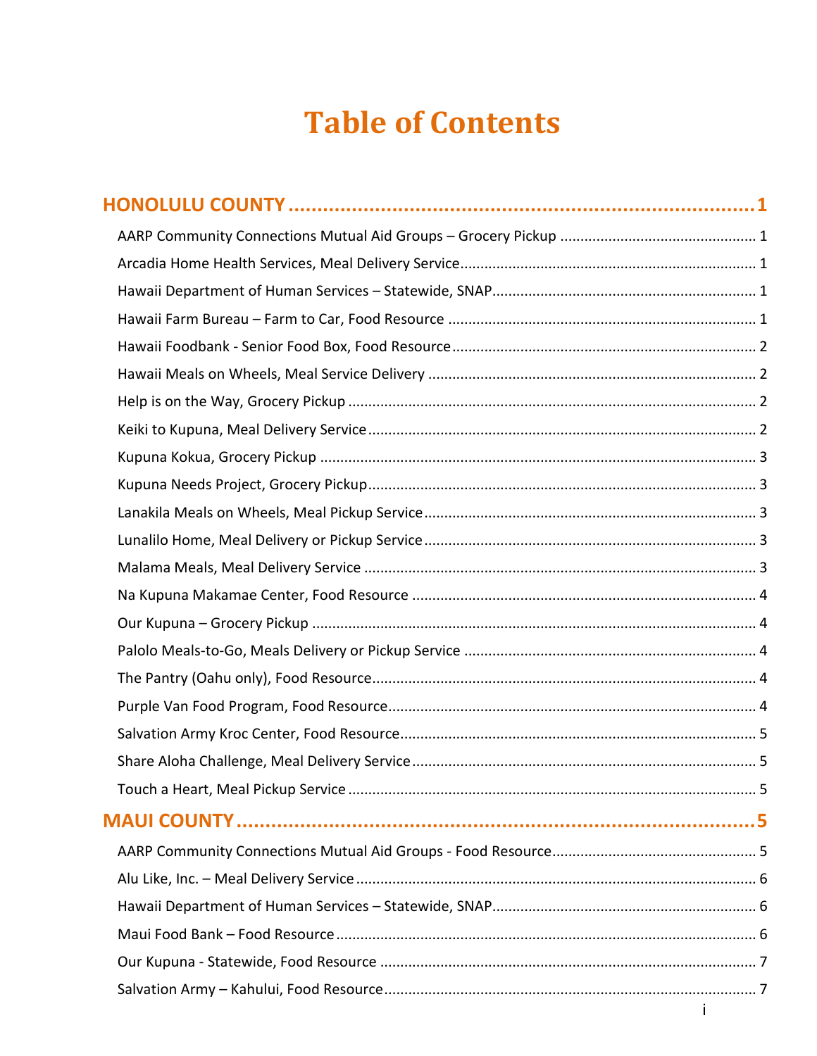# Table of Contents

**HONOLULU COUNTY** ..... 1

- AARP Community Connections Mutual Aid Groups – Grocery Pickup ..... 1
- Arcadia Home Health Services, Meal Delivery Service ..... 1
- Hawaii Department of Human Services – Statewide, SNAP ..... 1
- Hawaii Farm Bureau – Farm to Car, Food Resource ..... 1
- Hawaii Foodbank - Senior Food Box, Food Resource ..... 2
- Hawaii Meals on Wheels, Meal Service Delivery ..... 2
- Help is on the Way, Grocery Pickup ..... 2
- Keiki to Kupuna, Meal Delivery Service ..... 2
- Kupuna Kokua, Grocery Pickup ..... 3
- Kupuna Needs Project, Grocery Pickup ..... 3
- Lanakila Meals on Wheels, Meal Pickup Service ..... 3
- Lunalilo Home, Meal Delivery or Pickup Service ..... 3
- Malama Meals, Meal Delivery Service ..... 3
- Na Kupuna Makamae Center, Food Resource ..... 4
- Our Kupuna – Grocery Pickup ..... 4
- Palolo Meals-to-Go, Meals Delivery or Pickup Service ..... 4
- The Pantry (Oahu only), Food Resource ..... 4
- Purple Van Food Program, Food Resource ..... 4
- Salvation Army Kroc Center, Food Resource ..... 5
- Share Aloha Challenge, Meal Delivery Service ..... 5
- Touch a Heart, Meal Pickup Service ..... 5

**MAUI COUNTY** ..... 5

- AARP Community Connections Mutual Aid Groups - Food Resource ..... 5
- Alu Like, Inc. – Meal Delivery Service ..... 6
- Hawaii Department of Human Services – Statewide, SNAP ..... 6
- Maui Food Bank – Food Resource ..... 6
- Our Kupuna - Statewide, Food Resource ..... 7
- Salvation Army – Kahului, Food Resource ..... 7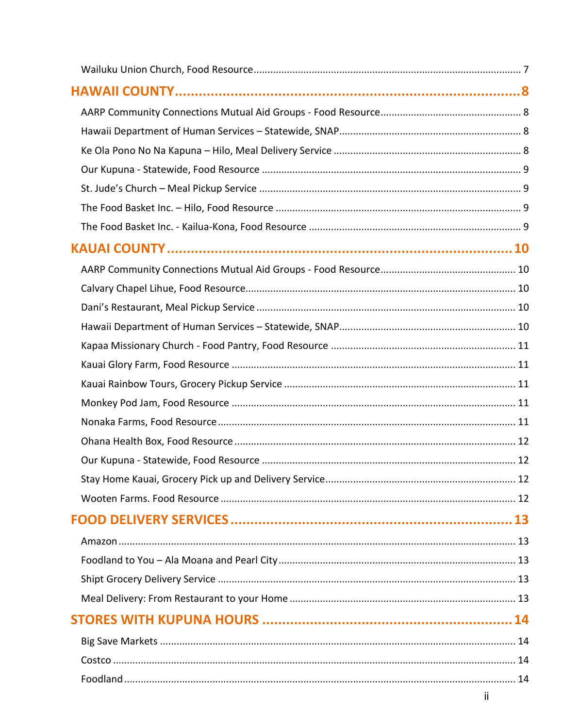Wailuku Union Church, Food Resource ........................................................................................ 7

## HAWAII COUNTY ........................................................................................ 8

AARP Community Connections Mutual Aid Groups - Food Resource ........................................ 8

Hawaii Department of Human Services – Statewide, SNAP ........................................................ 8

Ke Ola Pono No Na Kapuna – Hilo, Meal Delivery Service ......................................................... 8

Our Kupuna - Statewide, Food Resource ..................................................................................... 9

St. Jude's Church – Meal Pickup Service ...................................................................................... 9

The Food Basket Inc. – Hilo, Food Resource ............................................................................... 9

The Food Basket Inc. - Kailua-Kona, Food Resource ................................................................... 9

## KAUAI COUNTY ........................................................................................ 10

AARP Community Connections Mutual Aid Groups - Food Resource ...................................... 10

Calvary Chapel Lihue, Food Resource ......................................................................................... 10

Dani's Restaurant, Meal Pickup Service ...................................................................................... 10

Hawaii Department of Human Services – Statewide, SNAP ...................................................... 10

Kapaa Missionary Church - Food Pantry, Food Resource .......................................................... 11

Kauai Glory Farm, Food Resource ............................................................................................... 11

Kauai Rainbow Tours, Grocery Pickup Service ........................................................................... 11

Monkey Pod Jam, Food Resource ............................................................................................... 11

Nonaka Farms, Food Resource .................................................................................................... 11

Ohana Health Box, Food Resource .............................................................................................. 12

Our Kupuna - Statewide, Food Resource ..................................................................................... 12

Stay Home Kauai, Grocery Pick up and Delivery Service ........................................................... 12

Wooten Farms. Food Resource .................................................................................................... 12

## FOOD DELIVERY SERVICES ........................................................................ 13

Amazon ........................................................................................................................................ 13

Foodland to You – Ala Moana and Pearl City ............................................................................. 13

Shipt Grocery Delivery Service .................................................................................................... 13

Meal Delivery: From Restaurant to your Home ......................................................................... 13

## STORES WITH KUPUNA HOURS ................................................................. 14

Big Save Markets ......................................................................................................................... 14

Costco .......................................................................................................................................... 14

Foodland ...................................................................................................................................... 14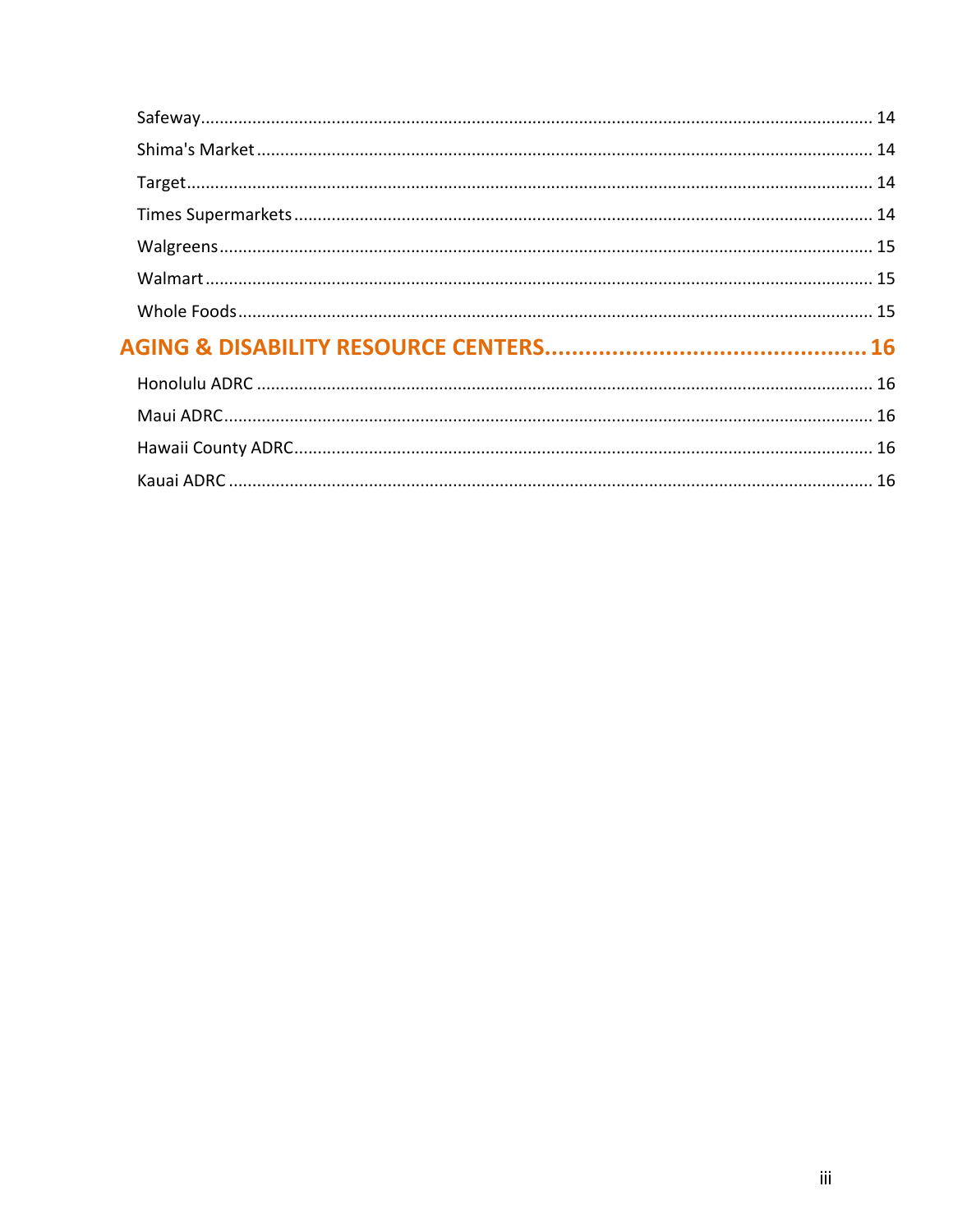Safeway ........................................................................................................................................ 14
Shima's Market .............................................................................................................................. 14
Target ............................................................................................................................................ 14
Times Supermarkets ...................................................................................................................... 14
Walgreens ...................................................................................................................................... 15
Walmart ......................................................................................................................................... 15
Whole Foods .................................................................................................................................. 15

**AGING & DISABILITY RESOURCE CENTERS ............................................... 16**

Honolulu ADRC ............................................................................................................................. 16
Maui ADRC .................................................................................................................................... 16
Hawaii County ADRC ..................................................................................................................... 16
Kauai ADRC ................................................................................................................................... 16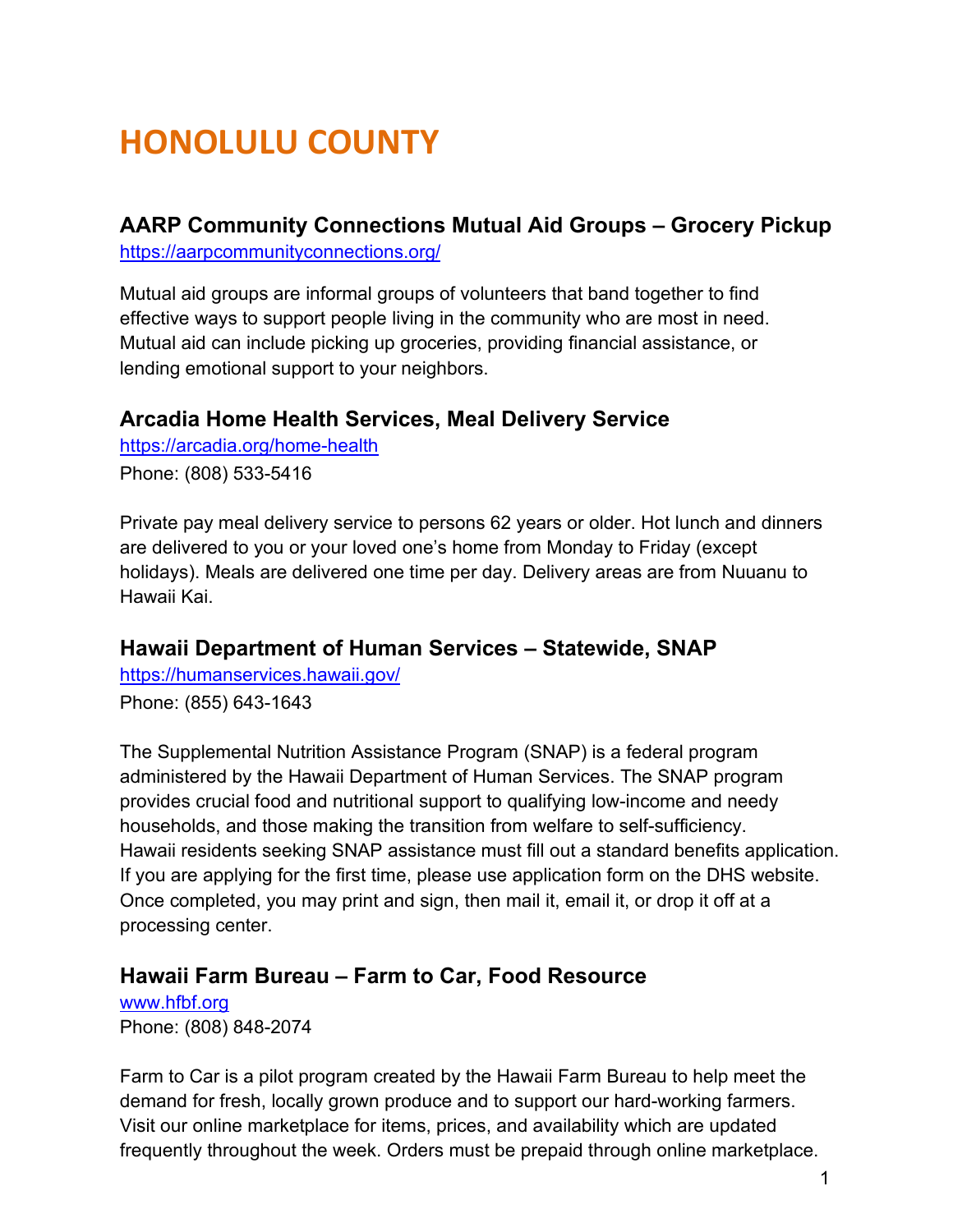# HONOLULU COUNTY

### AARP Community Connections Mutual Aid Groups – Grocery Pickup

https://aarpcommunityconnections.org/

Mutual aid groups are informal groups of volunteers that band together to find effective ways to support people living in the community who are most in need. Mutual aid can include picking up groceries, providing financial assistance, or lending emotional support to your neighbors.

### Arcadia Home Health Services, Meal Delivery Service

https://arcadia.org/home-health

Phone: (808) 533-5416

Private pay meal delivery service to persons 62 years or older. Hot lunch and dinners are delivered to you or your loved one's home from Monday to Friday (except holidays). Meals are delivered one time per day. Delivery areas are from Nuuanu to Hawaii Kai.

### Hawaii Department of Human Services – Statewide, SNAP

https://humanservices.hawaii.gov/

Phone: (855) 643-1643

The Supplemental Nutrition Assistance Program (SNAP) is a federal program administered by the Hawaii Department of Human Services. The SNAP program provides crucial food and nutritional support to qualifying low-income and needy households, and those making the transition from welfare to self-sufficiency. Hawaii residents seeking SNAP assistance must fill out a standard benefits application. If you are applying for the first time, please use application form on the DHS website. Once completed, you may print and sign, then mail it, email it, or drop it off at a processing center.

### Hawaii Farm Bureau – Farm to Car, Food Resource

www.hfbf.org

Phone: (808) 848-2074

Farm to Car is a pilot program created by the Hawaii Farm Bureau to help meet the demand for fresh, locally grown produce and to support our hard-working farmers. Visit our online marketplace for items, prices, and availability which are updated frequently throughout the week. Orders must be prepaid through online marketplace.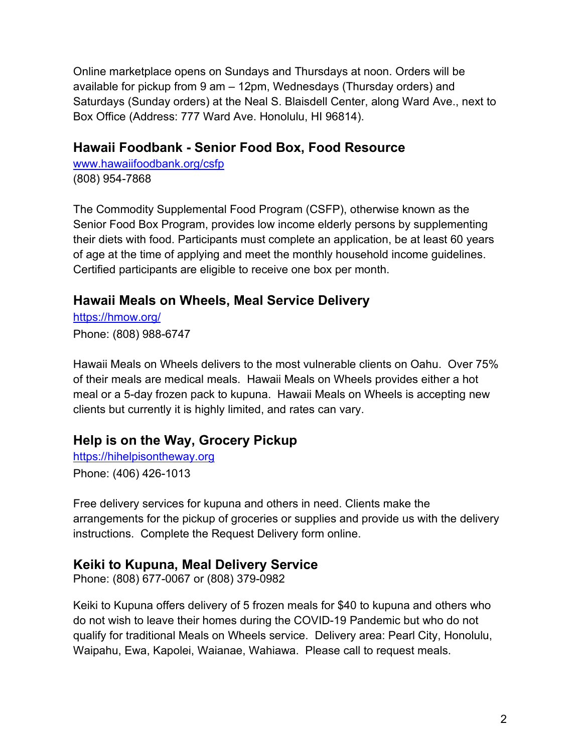Online marketplace opens on Sundays and Thursdays at noon. Orders will be available for pickup from 9 am – 12pm, Wednesdays (Thursday orders) and Saturdays (Sunday orders) at the Neal S. Blaisdell Center, along Ward Ave., next to Box Office (Address: 777 Ward Ave. Honolulu, HI 96814).

## Hawaii Foodbank - Senior Food Box, Food Resource

www.hawaiifoodbank.org/csfp
(808) 954-7868

The Commodity Supplemental Food Program (CSFP), otherwise known as the Senior Food Box Program, provides low income elderly persons by supplementing their diets with food. Participants must complete an application, be at least 60 years of age at the time of applying and meet the monthly household income guidelines. Certified participants are eligible to receive one box per month.

## Hawaii Meals on Wheels, Meal Service Delivery

https://hmow.org/
Phone: (808) 988-6747

Hawaii Meals on Wheels delivers to the most vulnerable clients on Oahu. Over 75% of their meals are medical meals. Hawaii Meals on Wheels provides either a hot meal or a 5-day frozen pack to kupuna. Hawaii Meals on Wheels is accepting new clients but currently it is highly limited, and rates can vary.

## Help is on the Way, Grocery Pickup

https://hihelpisontheway.org
Phone: (406) 426-1013

Free delivery services for kupuna and others in need. Clients make the arrangements for the pickup of groceries or supplies and provide us with the delivery instructions. Complete the Request Delivery form online.

## Keiki to Kupuna, Meal Delivery Service

Phone: (808) 677-0067 or (808) 379-0982

Keiki to Kupuna offers delivery of 5 frozen meals for $40 to kupuna and others who do not wish to leave their homes during the COVID-19 Pandemic but who do not qualify for traditional Meals on Wheels service. Delivery area: Pearl City, Honolulu, Waipahu, Ewa, Kapolei, Waianae, Wahiawa. Please call to request meals.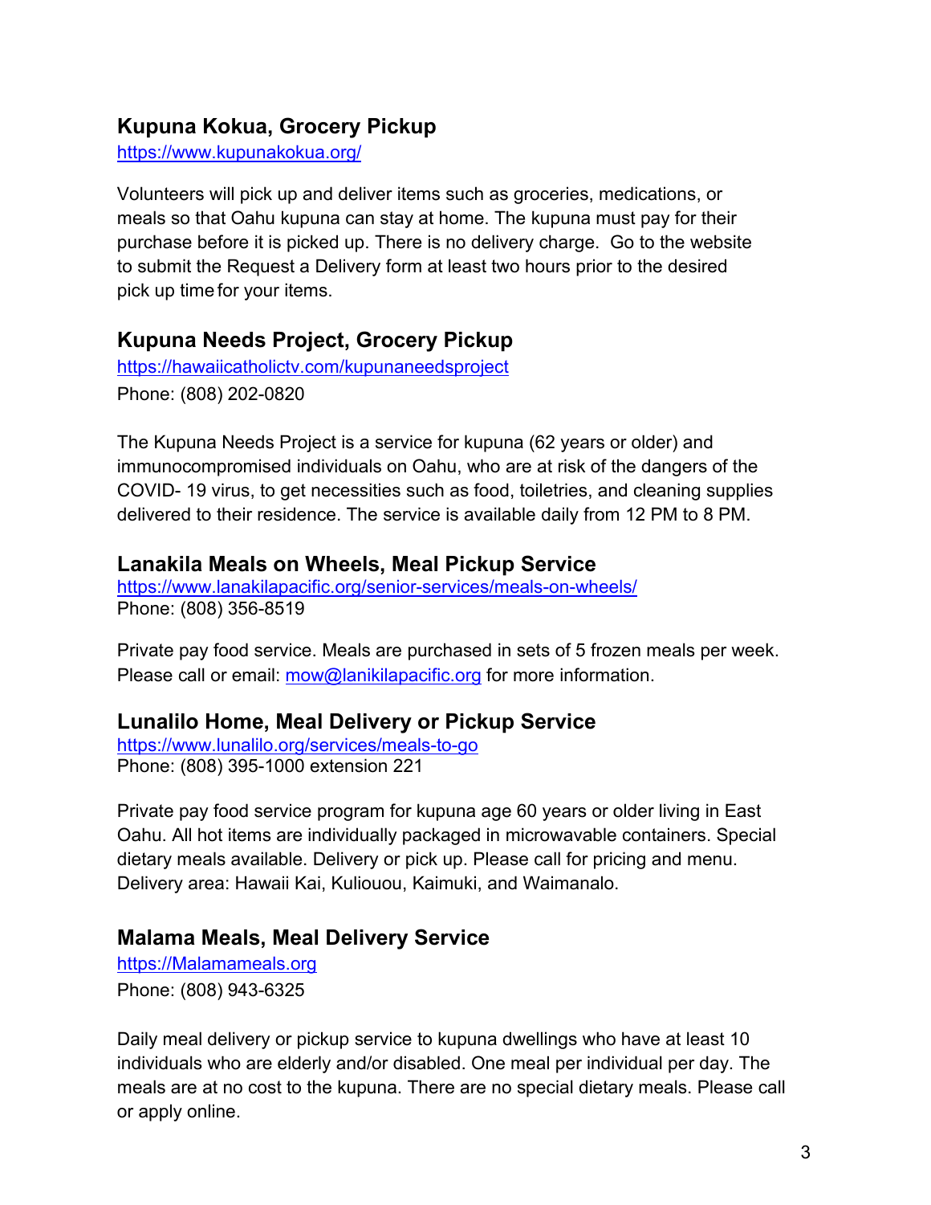## Kupuna Kokua, Grocery Pickup

https://www.kupunakokua.org/

Volunteers will pick up and deliver items such as groceries, medications, or meals so that Oahu kupuna can stay at home. The kupuna must pay for their purchase before it is picked up. There is no delivery charge. Go to the website to submit the Request a Delivery form at least two hours prior to the desired pick up time for your items.

## Kupuna Needs Project, Grocery Pickup

https://hawaiicatholictv.com/kupunaneedsproject

Phone: (808) 202-0820

The Kupuna Needs Project is a service for kupuna (62 years or older) and immunocompromised individuals on Oahu, who are at risk of the dangers of the COVID- 19 virus, to get necessities such as food, toiletries, and cleaning supplies delivered to their residence. The service is available daily from 12 PM to 8 PM.

## Lanakila Meals on Wheels, Meal Pickup Service

https://www.lanakilapacific.org/senior-services/meals-on-wheels/

Phone: (808) 356-8519

Private pay food service. Meals are purchased in sets of 5 frozen meals per week. Please call or email: mow@lanikilapacific.org for more information.

## Lunalilo Home, Meal Delivery or Pickup Service

https://www.lunalilo.org/services/meals-to-go

Phone: (808) 395-1000 extension 221

Private pay food service program for kupuna age 60 years or older living in East Oahu. All hot items are individually packaged in microwavable containers. Special dietary meals available. Delivery or pick up. Please call for pricing and menu. Delivery area: Hawaii Kai, Kuliouou, Kaimuki, and Waimanalo.

## Malama Meals, Meal Delivery Service

https://Malamameals.org

Phone: (808) 943-6325

Daily meal delivery or pickup service to kupuna dwellings who have at least 10 individuals who are elderly and/or disabled. One meal per individual per day. The meals are at no cost to the kupuna. There are no special dietary meals. Please call or apply online.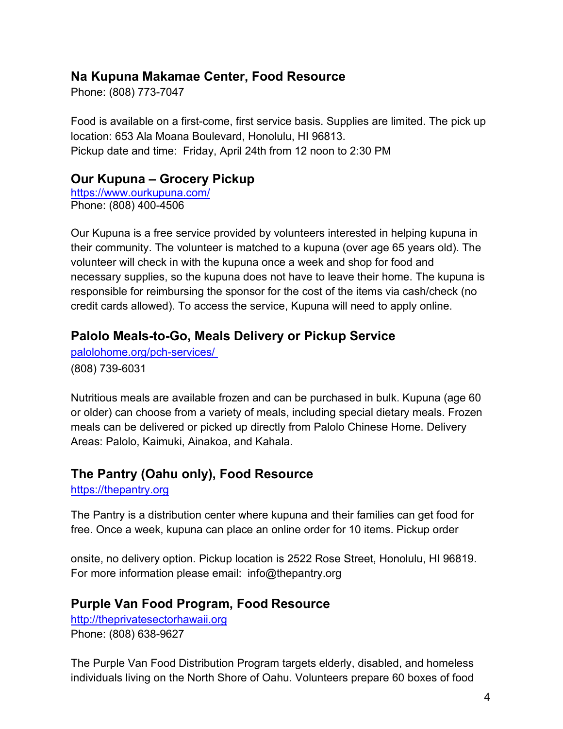## Na Kupuna Makamae Center, Food Resource

Phone: (808) 773-7047

Food is available on a first-come, first service basis. Supplies are limited. The pick up location: 653 Ala Moana Boulevard, Honolulu, HI 96813.
Pickup date and time: Friday, April 24th from 12 noon to 2:30 PM

## Our Kupuna – Grocery Pickup

https://www.ourkupuna.com/
Phone: (808) 400-4506

Our Kupuna is a free service provided by volunteers interested in helping kupuna in their community. The volunteer is matched to a kupuna (over age 65 years old). The volunteer will check in with the kupuna once a week and shop for food and necessary supplies, so the kupuna does not have to leave their home. The kupuna is responsible for reimbursing the sponsor for the cost of the items via cash/check (no credit cards allowed). To access the service, Kupuna will need to apply online.

## Palolo Meals-to-Go, Meals Delivery or Pickup Service

palolohome.org/pch-services/
(808) 739-6031

Nutritious meals are available frozen and can be purchased in bulk. Kupuna (age 60 or older) can choose from a variety of meals, including special dietary meals. Frozen meals can be delivered or picked up directly from Palolo Chinese Home. Delivery Areas: Palolo, Kaimuki, Ainakoa, and Kahala.

## The Pantry (Oahu only), Food Resource

https://thepantry.org

The Pantry is a distribution center where kupuna and their families can get food for free. Once a week, kupuna can place an online order for 10 items. Pickup order onsite, no delivery option. Pickup location is 2522 Rose Street, Honolulu, HI 96819. For more information please email: info@thepantry.org

## Purple Van Food Program, Food Resource

http://theprivatesectorhawaii.org
Phone: (808) 638-9627

The Purple Van Food Distribution Program targets elderly, disabled, and homeless individuals living on the North Shore of Oahu. Volunteers prepare 60 boxes of food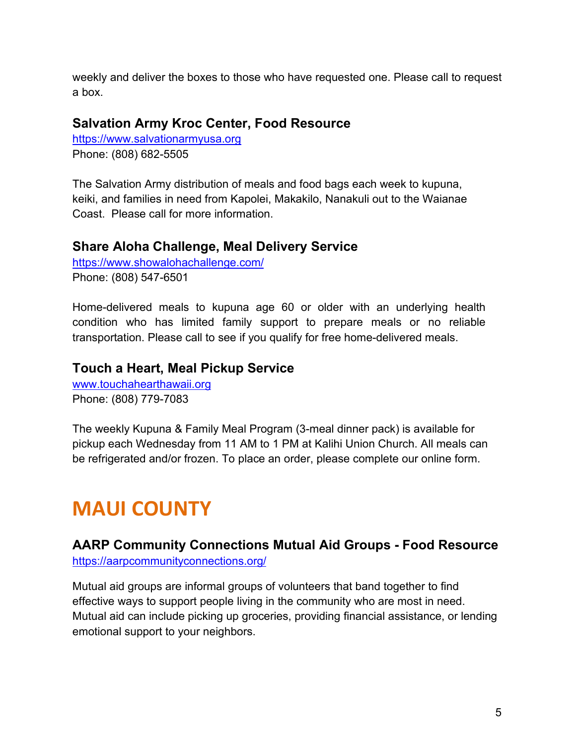weekly and deliver the boxes to those who have requested one. Please call to request a box.

### Salvation Army Kroc Center, Food Resource

https://www.salvationarmyusa.org
Phone: (808) 682-5505

The Salvation Army distribution of meals and food bags each week to kupuna, keiki, and families in need from Kapolei, Makakilo, Nanakuli out to the Waianae Coast. Please call for more information.

### Share Aloha Challenge, Meal Delivery Service

https://www.showalohachallenge.com/
Phone: (808) 547-6501

Home-delivered meals to kupuna age 60 or older with an underlying health condition who has limited family support to prepare meals or no reliable transportation. Please call to see if you qualify for free home-delivered meals.

### Touch a Heart, Meal Pickup Service

www.touchahearthawaii.org
Phone: (808) 779-7083

The weekly Kupuna & Family Meal Program (3-meal dinner pack) is available for pickup each Wednesday from 11 AM to 1 PM at Kalihi Union Church. All meals can be refrigerated and/or frozen. To place an order, please complete our online form.

# MAUI COUNTY

### AARP Community Connections Mutual Aid Groups - Food Resource

https://aarpcommunityconnections.org/

Mutual aid groups are informal groups of volunteers that band together to find effective ways to support people living in the community who are most in need. Mutual aid can include picking up groceries, providing financial assistance, or lending emotional support to your neighbors.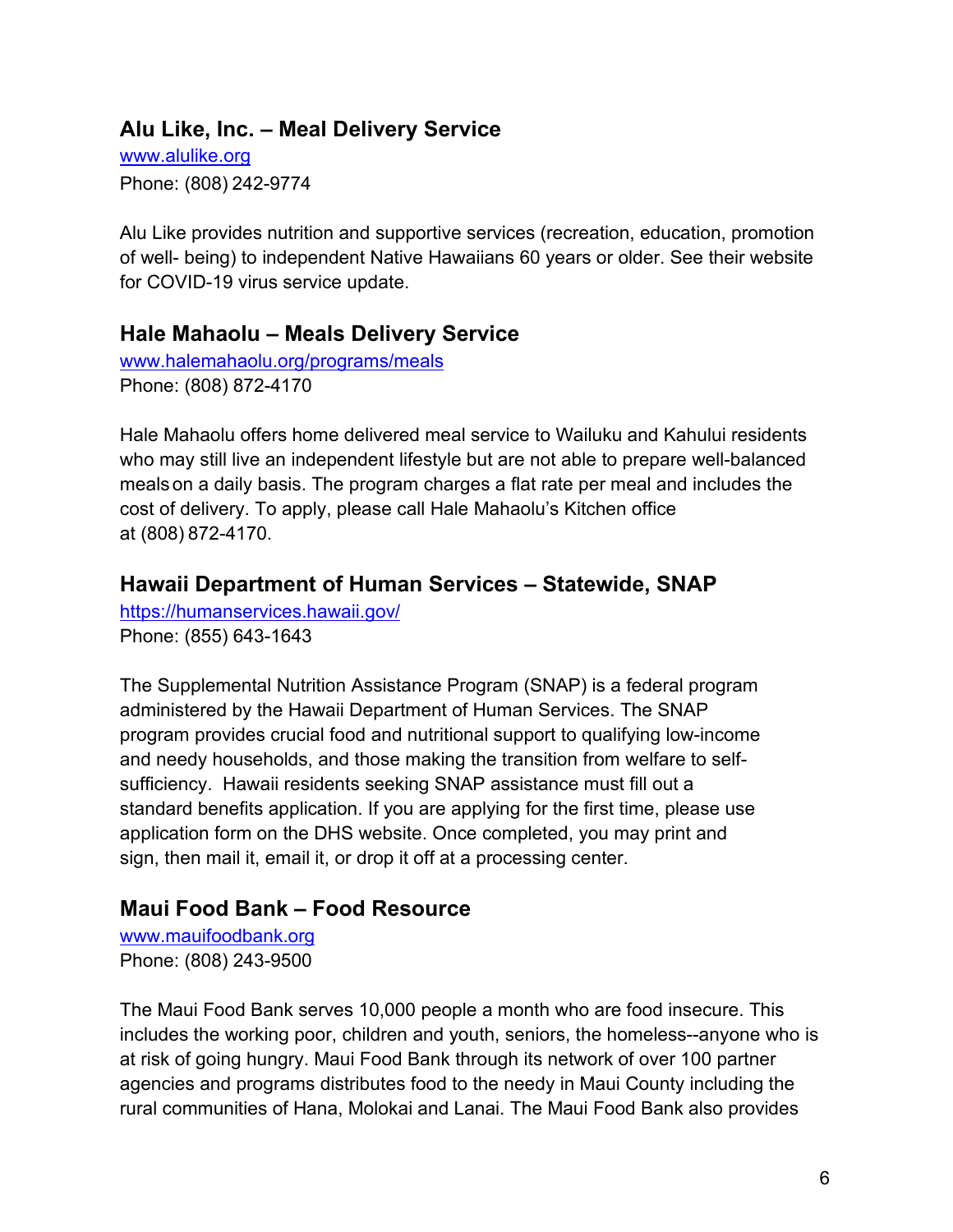## Alu Like, Inc. – Meal Delivery Service

www.alulike.org
Phone: (808) 242-9774

Alu Like provides nutrition and supportive services (recreation, education, promotion of well- being) to independent Native Hawaiians 60 years or older. See their website for COVID-19 virus service update.

## Hale Mahaolu – Meals Delivery Service

www.halemahaolu.org/programs/meals
Phone: (808) 872-4170

Hale Mahaolu offers home delivered meal service to Wailuku and Kahului residents who may still live an independent lifestyle but are not able to prepare well-balanced meals on a daily basis. The program charges a flat rate per meal and includes the cost of delivery. To apply, please call Hale Mahaolu's Kitchen office at (808) 872-4170.

## Hawaii Department of Human Services – Statewide, SNAP

https://humanservices.hawaii.gov/
Phone: (855) 643-1643

The Supplemental Nutrition Assistance Program (SNAP) is a federal program administered by the Hawaii Department of Human Services. The SNAP program provides crucial food and nutritional support to qualifying low-income and needy households, and those making the transition from welfare to self-sufficiency. Hawaii residents seeking SNAP assistance must fill out a standard benefits application. If you are applying for the first time, please use application form on the DHS website. Once completed, you may print and sign, then mail it, email it, or drop it off at a processing center.

## Maui Food Bank – Food Resource

www.mauifoodbank.org
Phone: (808) 243-9500

The Maui Food Bank serves 10,000 people a month who are food insecure. This includes the working poor, children and youth, seniors, the homeless--anyone who is at risk of going hungry. Maui Food Bank through its network of over 100 partner agencies and programs distributes food to the needy in Maui County including the rural communities of Hana, Molokai and Lanai. The Maui Food Bank also provides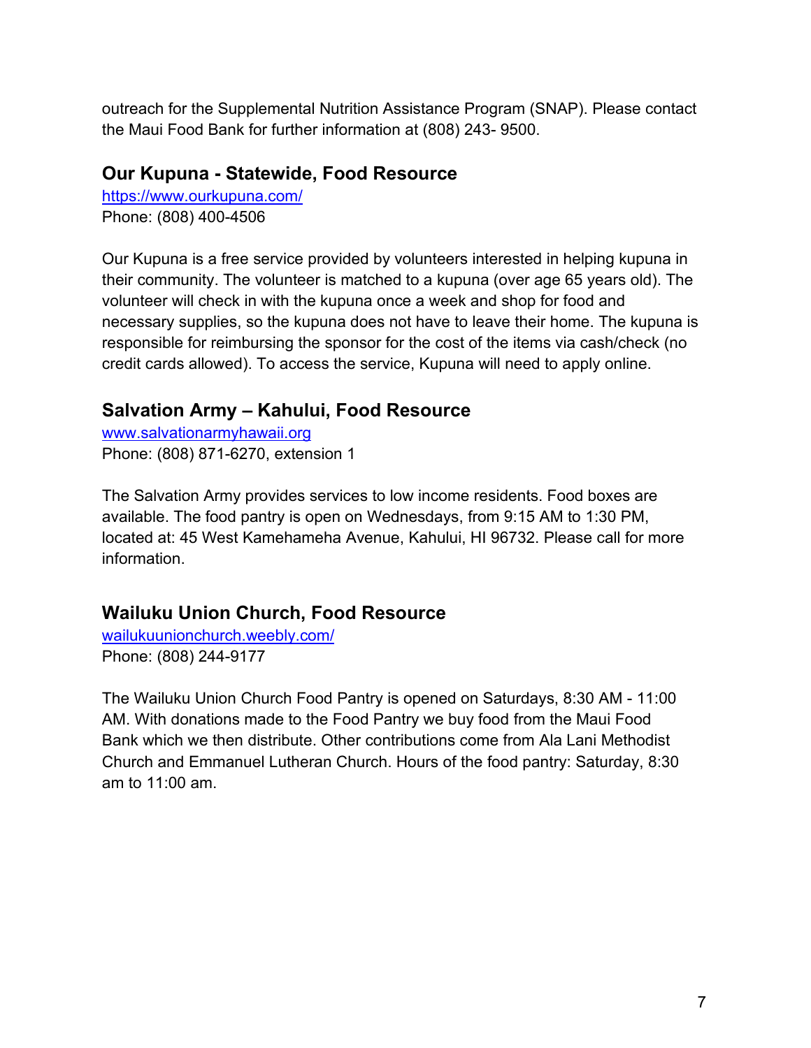outreach for the Supplemental Nutrition Assistance Program (SNAP). Please contact the Maui Food Bank for further information at (808) 243- 9500.

### Our Kupuna - Statewide, Food Resource

[https://www.ourkupuna.com/](https://www.ourkupuna.com/)
Phone: (808) 400-4506

Our Kupuna is a free service provided by volunteers interested in helping kupuna in their community. The volunteer is matched to a kupuna (over age 65 years old). The volunteer will check in with the kupuna once a week and shop for food and necessary supplies, so the kupuna does not have to leave their home. The kupuna is responsible for reimbursing the sponsor for the cost of the items via cash/check (no credit cards allowed). To access the service, Kupuna will need to apply online.

### Salvation Army – Kahului, Food Resource

[www.salvationarmyhawaii.org](www.salvationarmyhawaii.org)
Phone: (808) 871-6270, extension 1

The Salvation Army provides services to low income residents. Food boxes are available. The food pantry is open on Wednesdays, from 9:15 AM to 1:30 PM, located at: 45 West Kamehameha Avenue, Kahului, HI 96732. Please call for more information.

### Wailuku Union Church, Food Resource

[wailukuunionchurch.weebly.com/](wailukuunionchurch.weebly.com/)
Phone: (808) 244-9177

The Wailuku Union Church Food Pantry is opened on Saturdays, 8:30 AM - 11:00 AM. With donations made to the Food Pantry we buy food from the Maui Food Bank which we then distribute. Other contributions come from Ala Lani Methodist Church and Emmanuel Lutheran Church. Hours of the food pantry: Saturday, 8:30 am to 11:00 am.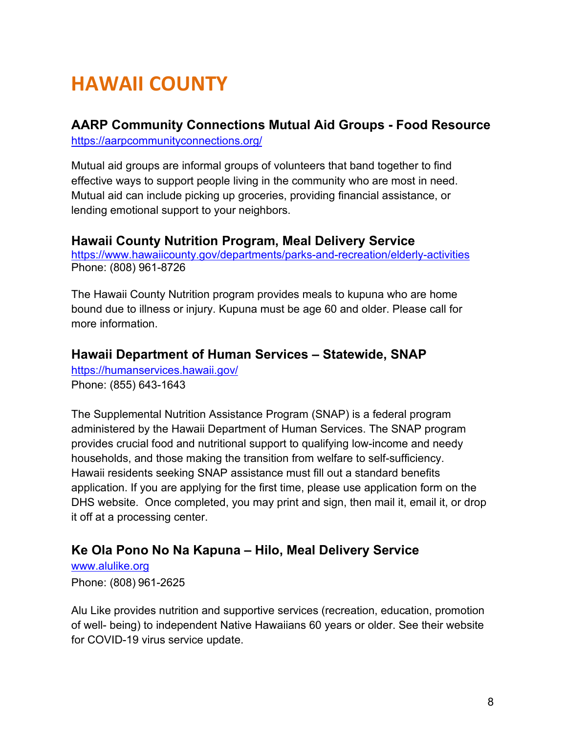# HAWAII COUNTY

### AARP Community Connections Mutual Aid Groups - Food Resource

https://aarpcommunityconnections.org/

Mutual aid groups are informal groups of volunteers that band together to find effective ways to support people living in the community who are most in need. Mutual aid can include picking up groceries, providing financial assistance, or lending emotional support to your neighbors.

### Hawaii County Nutrition Program, Meal Delivery Service

https://www.hawaiicounty.gov/departments/parks-and-recreation/elderly-activities
Phone: (808) 961-8726

The Hawaii County Nutrition program provides meals to kupuna who are home bound due to illness or injury. Kupuna must be age 60 and older. Please call for more information.

### Hawaii Department of Human Services – Statewide, SNAP

https://humanservices.hawaii.gov/
Phone: (855) 643-1643

The Supplemental Nutrition Assistance Program (SNAP) is a federal program administered by the Hawaii Department of Human Services. The SNAP program provides crucial food and nutritional support to qualifying low-income and needy households, and those making the transition from welfare to self-sufficiency. Hawaii residents seeking SNAP assistance must fill out a standard benefits application. If you are applying for the first time, please use application form on the DHS website. Once completed, you may print and sign, then mail it, email it, or drop it off at a processing center.

### Ke Ola Pono No Na Kapuna – Hilo, Meal Delivery Service

www.alulike.org
Phone: (808) 961-2625

Alu Like provides nutrition and supportive services (recreation, education, promotion of well- being) to independent Native Hawaiians 60 years or older. See their website for COVID-19 virus service update.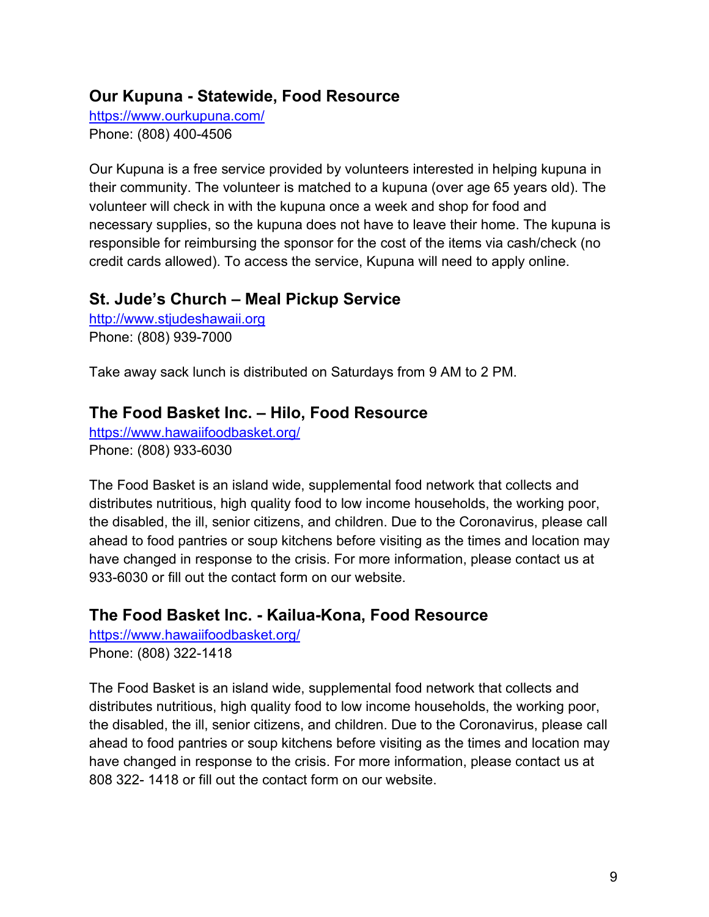## Our Kupuna - Statewide, Food Resource

https://www.ourkupuna.com/
Phone: (808) 400-4506

Our Kupuna is a free service provided by volunteers interested in helping kupuna in their community. The volunteer is matched to a kupuna (over age 65 years old). The volunteer will check in with the kupuna once a week and shop for food and necessary supplies, so the kupuna does not have to leave their home. The kupuna is responsible for reimbursing the sponsor for the cost of the items via cash/check (no credit cards allowed). To access the service, Kupuna will need to apply online.

## St. Jude's Church – Meal Pickup Service

http://www.stjudeshawaii.org
Phone: (808) 939-7000

Take away sack lunch is distributed on Saturdays from 9 AM to 2 PM.

## The Food Basket Inc. – Hilo, Food Resource

https://www.hawaiifoodbasket.org/
Phone: (808) 933-6030

The Food Basket is an island wide, supplemental food network that collects and distributes nutritious, high quality food to low income households, the working poor, the disabled, the ill, senior citizens, and children. Due to the Coronavirus, please call ahead to food pantries or soup kitchens before visiting as the times and location may have changed in response to the crisis. For more information, please contact us at 933-6030 or fill out the contact form on our website.

## The Food Basket Inc. - Kailua-Kona, Food Resource

https://www.hawaiifoodbasket.org/
Phone: (808) 322-1418

The Food Basket is an island wide, supplemental food network that collects and distributes nutritious, high quality food to low income households, the working poor, the disabled, the ill, senior citizens, and children. Due to the Coronavirus, please call ahead to food pantries or soup kitchens before visiting as the times and location may have changed in response to the crisis. For more information, please contact us at 808 322- 1418 or fill out the contact form on our website.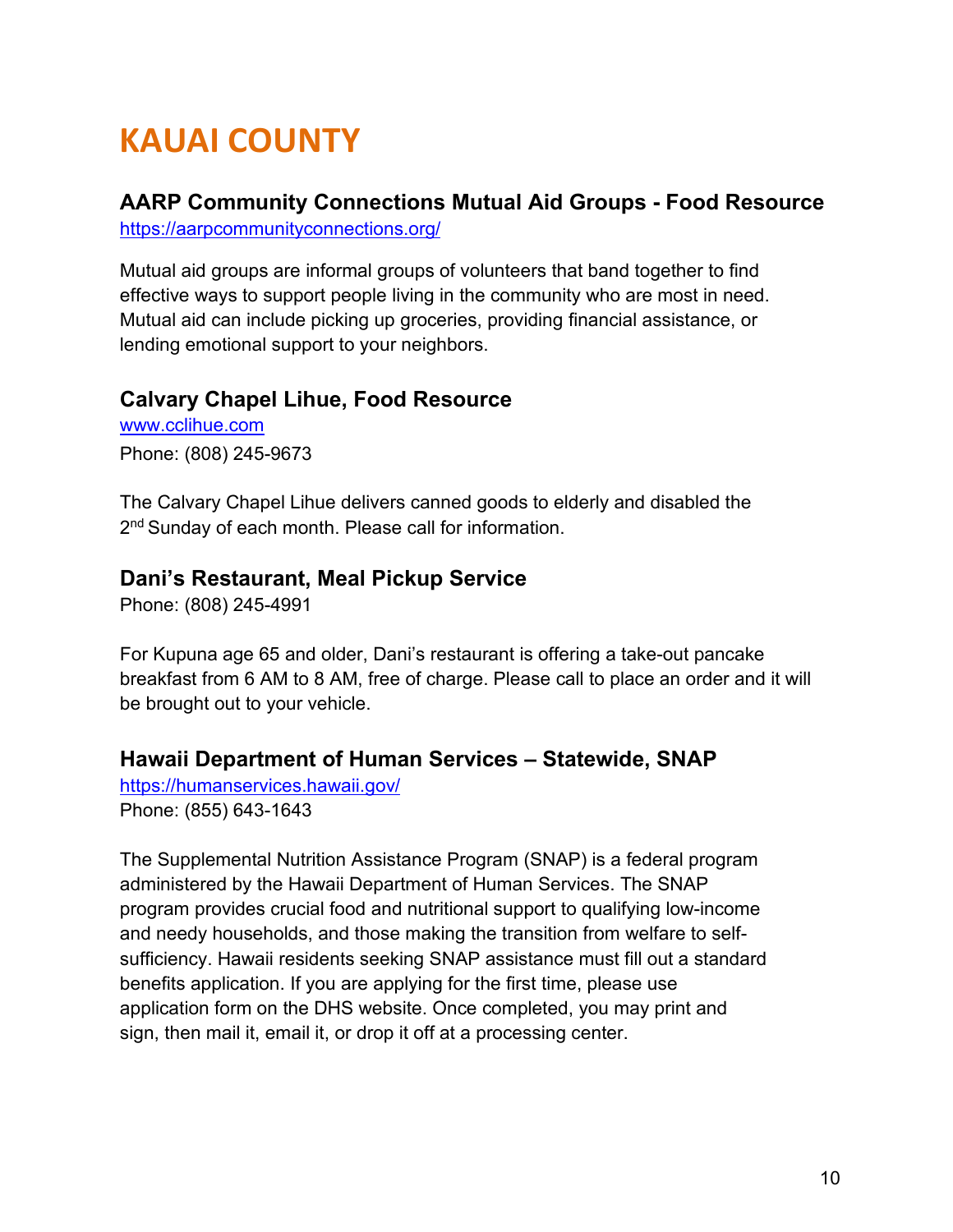# KAUAI COUNTY

### AARP Community Connections Mutual Aid Groups - Food Resource

https://aarpcommunityconnections.org/

Mutual aid groups are informal groups of volunteers that band together to find effective ways to support people living in the community who are most in need. Mutual aid can include picking up groceries, providing financial assistance, or lending emotional support to your neighbors.

### Calvary Chapel Lihue, Food Resource

www.cclihue.com

Phone: (808) 245-9673

The Calvary Chapel Lihue delivers canned goods to elderly and disabled the 2nd Sunday of each month. Please call for information.

### Dani's Restaurant, Meal Pickup Service

Phone: (808) 245-4991

For Kupuna age 65 and older, Dani's restaurant is offering a take-out pancake breakfast from 6 AM to 8 AM, free of charge. Please call to place an order and it will be brought out to your vehicle.

### Hawaii Department of Human Services – Statewide, SNAP

https://humanservices.hawaii.gov/

Phone: (855) 643-1643

The Supplemental Nutrition Assistance Program (SNAP) is a federal program administered by the Hawaii Department of Human Services. The SNAP program provides crucial food and nutritional support to qualifying low-income and needy households, and those making the transition from welfare to self-sufficiency. Hawaii residents seeking SNAP assistance must fill out a standard benefits application. If you are applying for the first time, please use application form on the DHS website. Once completed, you may print and sign, then mail it, email it, or drop it off at a processing center.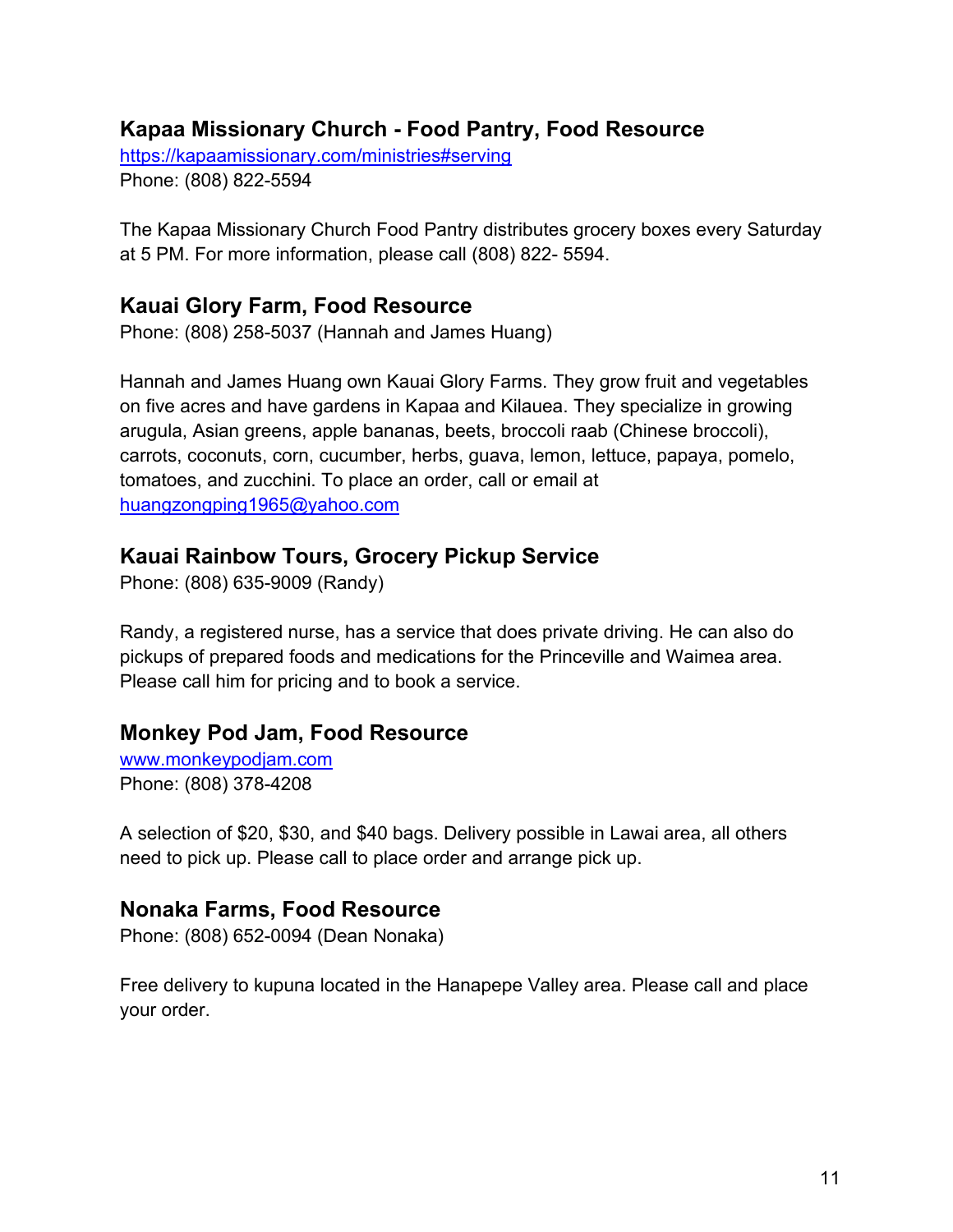## Kapaa Missionary Church - Food Pantry, Food Resource

https://kapaamissionary.com/ministries#serving
Phone: (808) 822-5594

The Kapaa Missionary Church Food Pantry distributes grocery boxes every Saturday at 5 PM. For more information, please call (808) 822- 5594.

## Kauai Glory Farm, Food Resource

Phone: (808) 258-5037 (Hannah and James Huang)

Hannah and James Huang own Kauai Glory Farms. They grow fruit and vegetables on five acres and have gardens in Kapaa and Kilauea. They specialize in growing arugula, Asian greens, apple bananas, beets, broccoli raab (Chinese broccoli), carrots, coconuts, corn, cucumber, herbs, guava, lemon, lettuce, papaya, pomelo, tomatoes, and zucchini. To place an order, call or email at huangzongping1965@yahoo.com

## Kauai Rainbow Tours, Grocery Pickup Service

Phone: (808) 635-9009 (Randy)

Randy, a registered nurse, has a service that does private driving. He can also do pickups of prepared foods and medications for the Princeville and Waimea area. Please call him for pricing and to book a service.

## Monkey Pod Jam, Food Resource

www.monkeypodjam.com
Phone: (808) 378-4208

A selection of $20, $30, and $40 bags. Delivery possible in Lawai area, all others need to pick up. Please call to place order and arrange pick up.

## Nonaka Farms, Food Resource

Phone: (808) 652-0094 (Dean Nonaka)

Free delivery to kupuna located in the Hanapepe Valley area. Please call and place your order.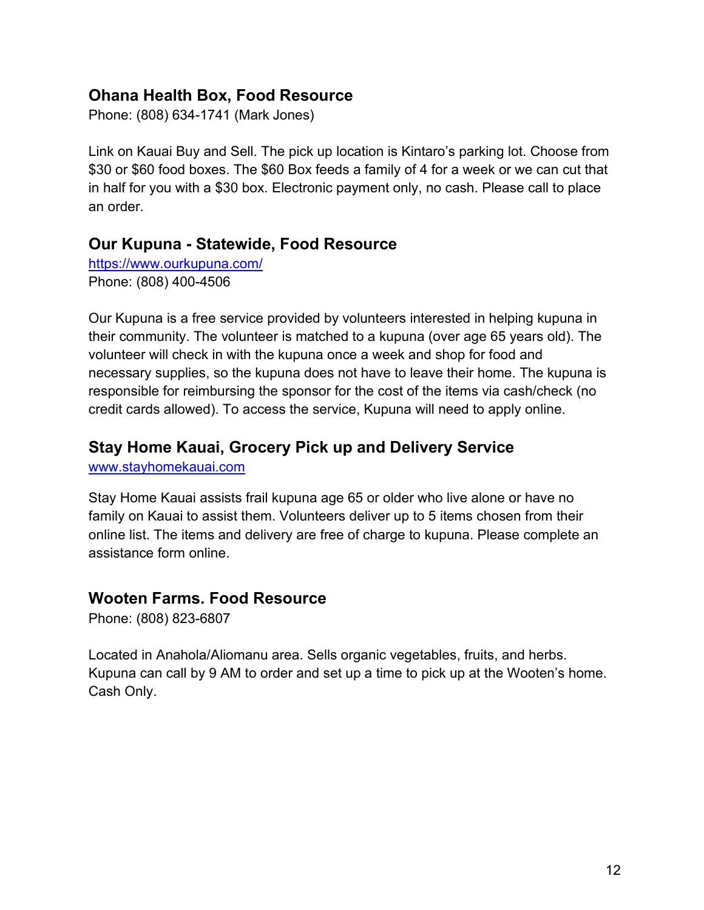### Ohana Health Box, Food Resource

Phone: (808) 634-1741 (Mark Jones)

Link on Kauai Buy and Sell. The pick up location is Kintaro's parking lot. Choose from $30 or $60 food boxes. The $60 Box feeds a family of 4 for a week or we can cut that in half for you with a $30 box. Electronic payment only, no cash. Please call to place an order.

### Our Kupuna - Statewide, Food Resource

https://www.ourkupuna.com/
Phone: (808) 400-4506

Our Kupuna is a free service provided by volunteers interested in helping kupuna in their community. The volunteer is matched to a kupuna (over age 65 years old). The volunteer will check in with the kupuna once a week and shop for food and necessary supplies, so the kupuna does not have to leave their home. The kupuna is responsible for reimbursing the sponsor for the cost of the items via cash/check (no credit cards allowed). To access the service, Kupuna will need to apply online.

### Stay Home Kauai, Grocery Pick up and Delivery Service

www.stayhomekauai.com

Stay Home Kauai assists frail kupuna age 65 or older who live alone or have no family on Kauai to assist them. Volunteers deliver up to 5 items chosen from their online list. The items and delivery are free of charge to kupuna. Please complete an assistance form online.

### Wooten Farms. Food Resource

Phone: (808) 823-6807

Located in Anahola/Aliomanu area. Sells organic vegetables, fruits, and herbs. Kupuna can call by 9 AM to order and set up a time to pick up at the Wooten's home. Cash Only.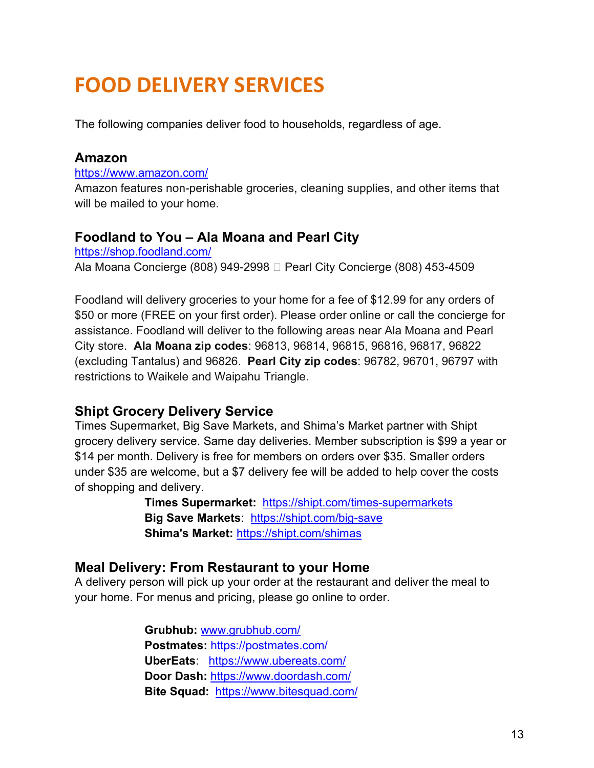# FOOD DELIVERY SERVICES

The following companies deliver food to households, regardless of age.

### Amazon

https://www.amazon.com/

Amazon features non-perishable groceries, cleaning supplies, and other items that will be mailed to your home.

### Foodland to You – Ala Moana and Pearl City

https://shop.foodland.com/

Ala Moana Concierge (808) 949-2998  Pearl City Concierge (808) 453-4509

Foodland will delivery groceries to your home for a fee of $12.99 for any orders of $50 or more (FREE on your first order). Please order online or call the concierge for assistance. Foodland will deliver to the following areas near Ala Moana and Pearl City store. **Ala Moana zip codes**: 96813, 96814, 96815, 96816, 96817, 96822 (excluding Tantalus) and 96826. **Pearl City zip codes**: 96782, 96701, 96797 with restrictions to Waikele and Waipahu Triangle.

### Shipt Grocery Delivery Service

Times Supermarket, Big Save Markets, and Shima's Market partner with Shipt grocery delivery service. Same day deliveries. Member subscription is $99 a year or $14 per month. Delivery is free for members on orders over $35. Smaller orders under $35 are welcome, but a $7 delivery fee will be added to help cover the costs of shopping and delivery.

**Times Supermarket:** https://shipt.com/times-supermarkets
**Big Save Markets**: https://shipt.com/big-save
**Shima's Market:** https://shipt.com/shimas

### Meal Delivery: From Restaurant to your Home

A delivery person will pick up your order at the restaurant and deliver the meal to your home. For menus and pricing, please go online to order.

**Grubhub:** www.grubhub.com/
**Postmates:** https://postmates.com/
**UberEats**: https://www.ubereats.com/
**Door Dash:** https://www.doordash.com/
**Bite Squad:** https://www.bitesquad.com/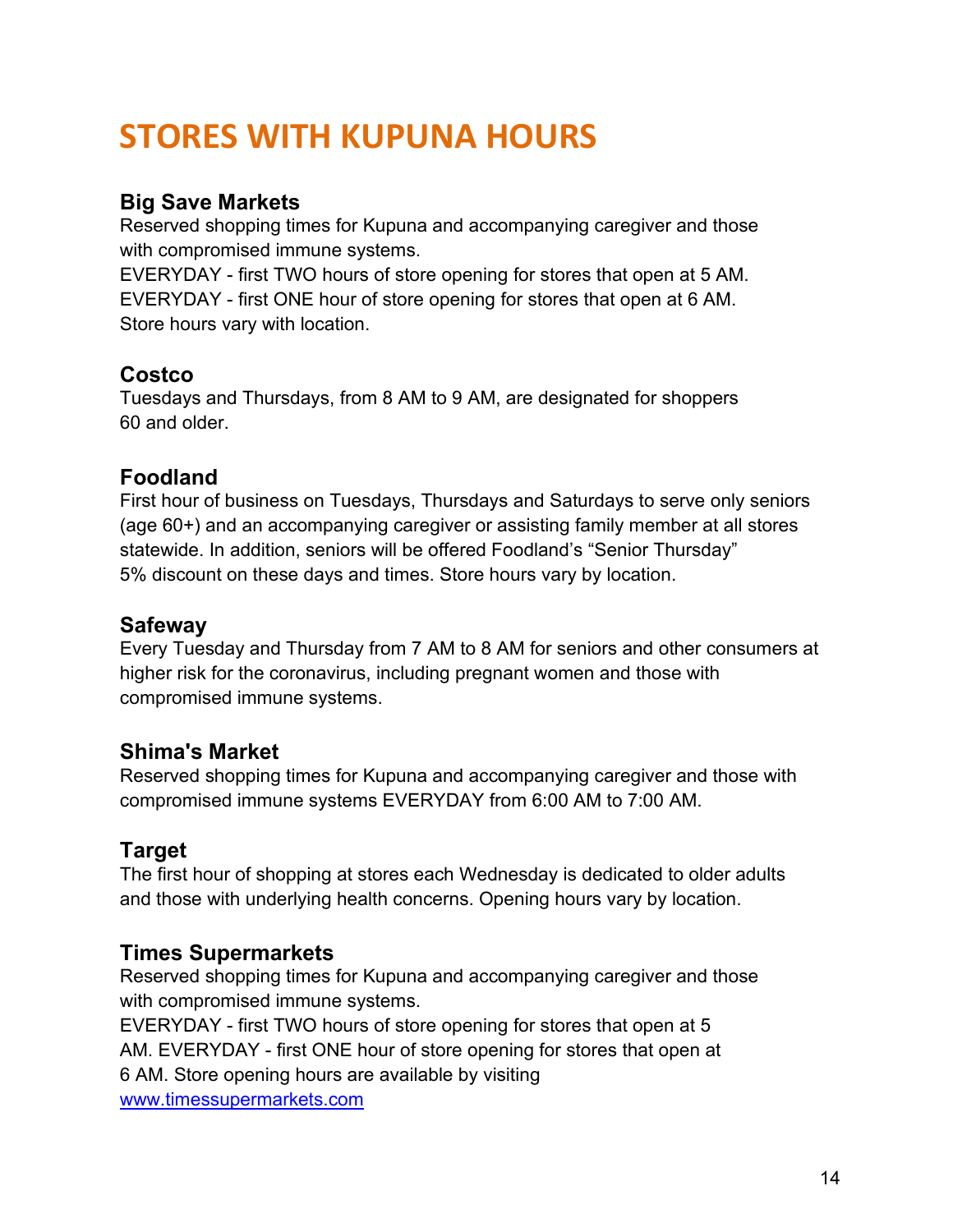# STORES WITH KUPUNA HOURS

### Big Save Markets

Reserved shopping times for Kupuna and accompanying caregiver and those with compromised immune systems.
EVERYDAY - first TWO hours of store opening for stores that open at 5 AM.
EVERYDAY - first ONE hour of store opening for stores that open at 6 AM.
Store hours vary with location.

### Costco

Tuesdays and Thursdays, from 8 AM to 9 AM, are designated for shoppers 60 and older.

### Foodland

First hour of business on Tuesdays, Thursdays and Saturdays to serve only seniors (age 60+) and an accompanying caregiver or assisting family member at all stores statewide. In addition, seniors will be offered Foodland's "Senior Thursday" 5% discount on these days and times. Store hours vary by location.

### Safeway

Every Tuesday and Thursday from 7 AM to 8 AM for seniors and other consumers at higher risk for the coronavirus, including pregnant women and those with compromised immune systems.

### Shima's Market

Reserved shopping times for Kupuna and accompanying caregiver and those with compromised immune systems EVERYDAY from 6:00 AM to 7:00 AM.

### Target

The first hour of shopping at stores each Wednesday is dedicated to older adults and those with underlying health concerns. Opening hours vary by location.

### Times Supermarkets

Reserved shopping times for Kupuna and accompanying caregiver and those with compromised immune systems.
EVERYDAY - first TWO hours of store opening for stores that open at 5 AM. EVERYDAY - first ONE hour of store opening for stores that open at 6 AM. Store opening hours are available by visiting [www.timessupermarkets.com](http://www.timessupermarkets.com)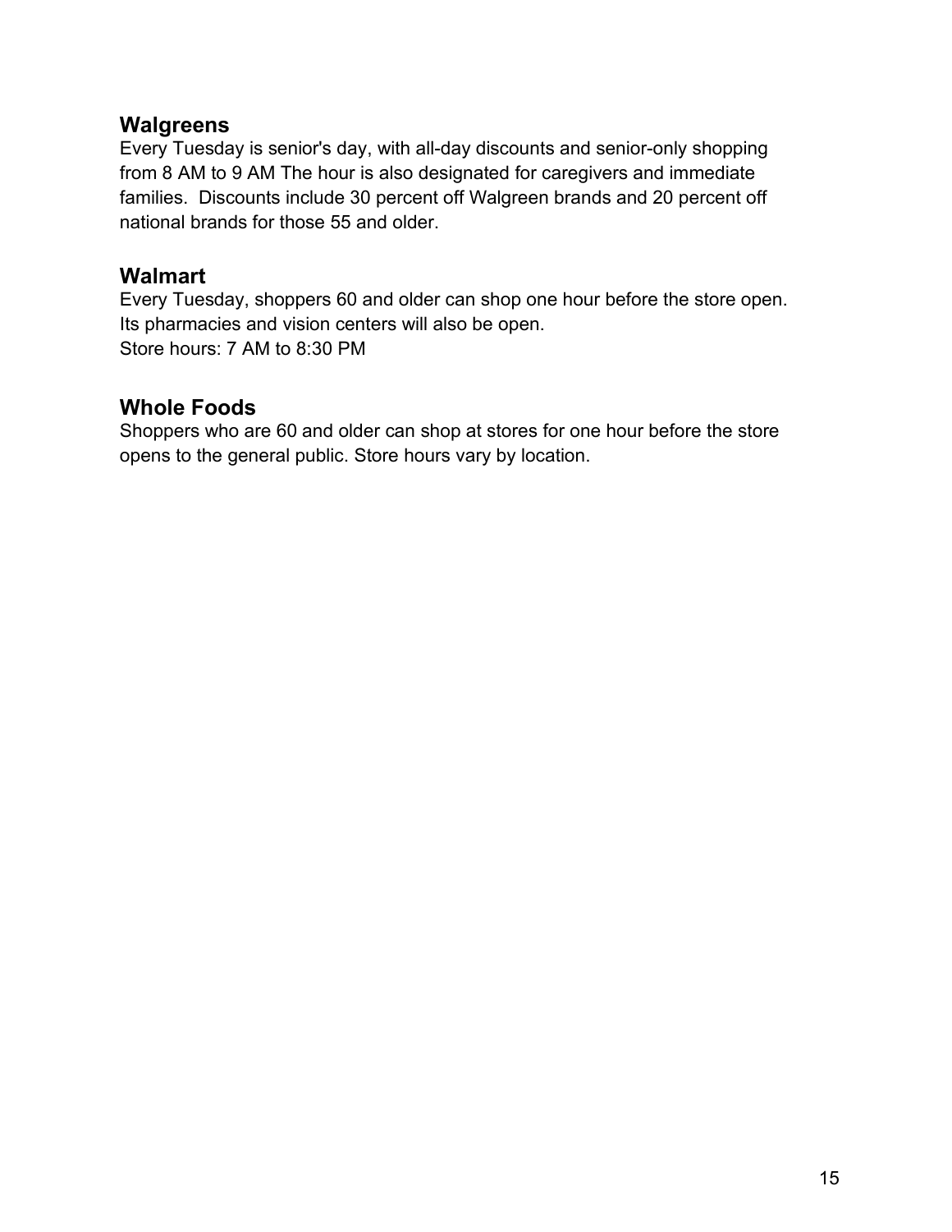## Walgreens

Every Tuesday is senior's day, with all-day discounts and senior-only shopping from 8 AM to 9 AM The hour is also designated for caregivers and immediate families.  Discounts include 30 percent off Walgreen brands and 20 percent off national brands for those 55 and older.

## Walmart

Every Tuesday, shoppers 60 and older can shop one hour before the store open. Its pharmacies and vision centers will also be open.
Store hours: 7 AM to 8:30 PM

## Whole Foods

Shoppers who are 60 and older can shop at stores for one hour before the store opens to the general public. Store hours vary by location.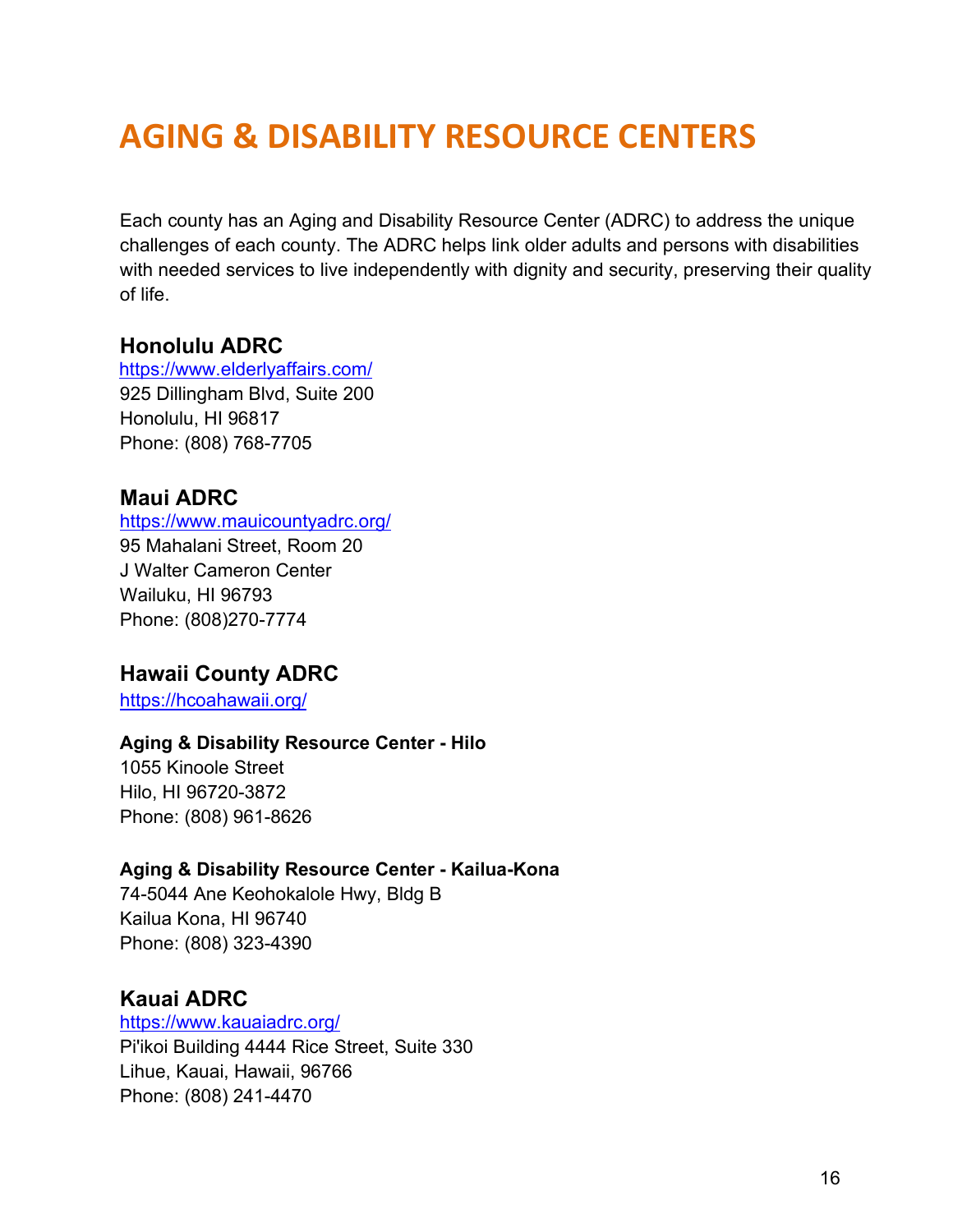# AGING & DISABILITY RESOURCE CENTERS

Each county has an Aging and Disability Resource Center (ADRC) to address the unique challenges of each county. The ADRC helps link older adults and persons with disabilities with needed services to live independently with dignity and security, preserving their quality of life.

## Honolulu ADRC

https://www.elderlyaffairs.com/
925 Dillingham Blvd, Suite 200
Honolulu, HI 96817
Phone: (808) 768-7705

## Maui ADRC

https://www.mauicountyadrc.org/
95 Mahalani Street, Room 20
J Walter Cameron Center
Wailuku, HI 96793
Phone: (808)270-7774

## Hawaii County ADRC

https://hcoahawaii.org/

**Aging & Disability Resource Center - Hilo**
1055 Kinoole Street
Hilo, HI 96720-3872
Phone: (808) 961-8626

**Aging & Disability Resource Center - Kailua-Kona**
74-5044 Ane Keohokalole Hwy, Bldg B
Kailua Kona, HI 96740
Phone: (808) 323-4390

## Kauai ADRC

https://www.kauaiadrc.org/
Pi'ikoi Building 4444 Rice Street, Suite 330
Lihue, Kauai, Hawaii, 96766
Phone: (808) 241-4470